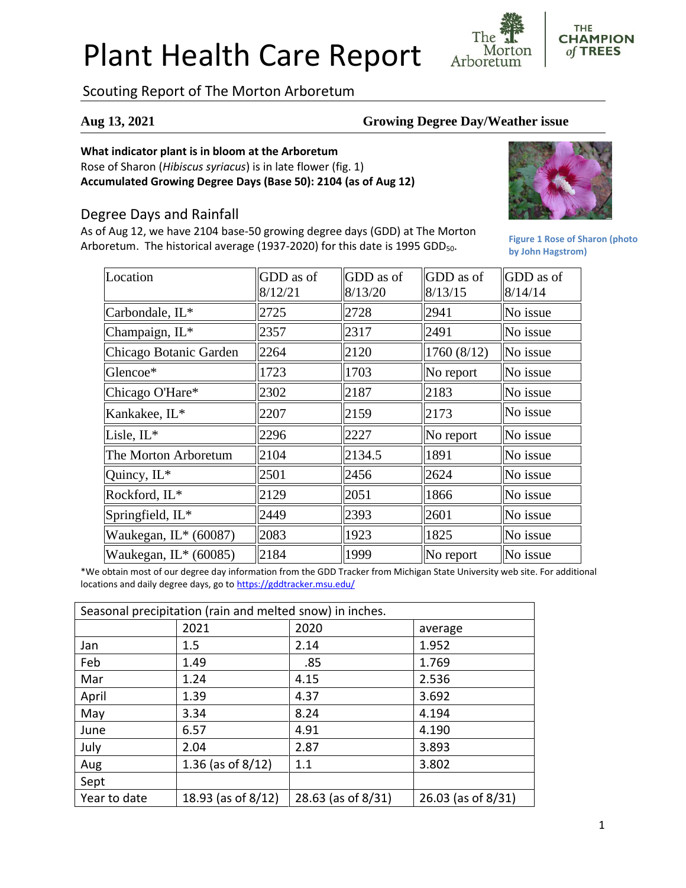# Plant Health Care Report

Scouting Report of The Morton Arboretum

**Aug 13, 2021** **Growing Degree Day/Weather issue**

**What indicator plant is in bloom at the Arboretum**

Rose of Sharon (*Hibiscus syriacus*) is in late flower (fig. 1)

**Accumulated Growing Degree Days (Base 50): 2104 (as of Aug 12)**

Figure 1 Rose of Sharon (photo by John Hagstrom)

## Degree Days and Rainfall

As of Aug 12, we have 2104 base-50 growing degree days (GDD) at The Morton Arboretum. The historical average (1937-2020) for this date is 1995 $GDD_{50}$.

| Location | GDD as of 8/12/21 | GDD as of 8/13/20 | GDD as of 8/13/15 | GDD as of 8/14/14 |
|---|---|---|---|---|
| Carbondale, IL* | 2725 | 2728 | 2941 | No issue |
| Champaign, IL* | 2357 | 2317 | 2491 | No issue |
| Chicago Botanic Garden | 2264 | 2120 | 1760 (8/12) | No issue |
| Glencoe* | 1723 | 1703 | No report | No issue |
| Chicago O'Hare* | 2302 | 2187 | 2183 | No issue |
| Kankakee, IL* | 2207 | 2159 | 2173 | No issue |
| Lisle, IL* | 2296 | 2227 | No report | No issue |
| The Morton Arboretum | 2104 | 2134.5 | 1891 | No issue |
| Quincy, IL* | 2501 | 2456 | 2624 | No issue |
| Rockford, IL* | 2129 | 2051 | 1866 | No issue |
| Springfield, IL* | 2449 | 2393 | 2601 | No issue |
| Waukegan, IL* (60087) | 2083 | 1923 | 1825 | No issue |
| Waukegan, IL* (60085) | 2184 | 1999 | No report | No issue |

*We obtain most of our degree day information from the GDD Tracker from Michigan State University web site. For additional locations and daily degree days, go to https://gddtracker.msu.edu/

| Seasonal precipitation (rain and melted snow) in inches. | | | |
|---|---|---|---|
| | 2021 | 2020 | average |
| Jan | 1.5 | 2.14 | 1.952 |
| Feb | 1.49 | .85 | 1.769 |
| Mar | 1.24 | 4.15 | 2.536 |
| April | 1.39 | 4.37 | 3.692 |
| May | 3.34 | 8.24 | 4.194 |
| June | 6.57 | 4.91 | 4.190 |
| July | 2.04 | 2.87 | 3.893 |
| Aug | 1.36 (as of 8/12) | 1.1 | 3.802 |
| Sept | | | |
| Year to date | 18.93 (as of 8/12) | 28.63 (as of 8/31) | 26.03 (as of 8/31) |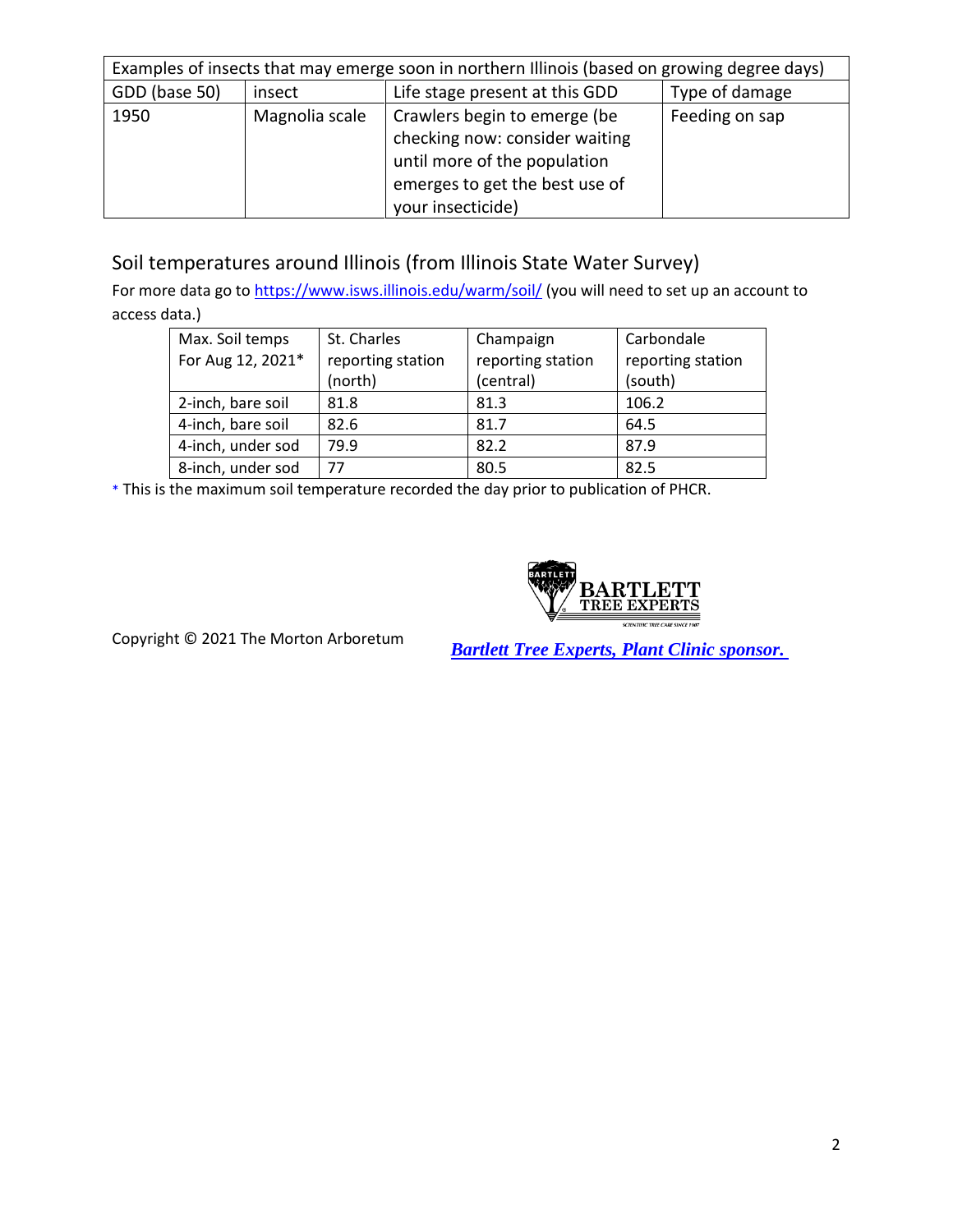| Examples of insects that may emerge soon in northern Illinois (based on growing degree days) | | | |
|---|---|---|---|
| GDD (base 50) | insect | Life stage present at this GDD | Type of damage |
| 1950 | Magnolia scale | Crawlers begin to emerge (be checking now: consider waiting until more of the population emerges to get the best use of your insecticide) | Feeding on sap |

## Soil temperatures around Illinois (from Illinois State Water Survey)

For more data go to https://www.isws.illinois.edu/warm/soil/ (you will need to set up an account to access data.)

| Max. Soil temps For Aug 12, 2021* | St. Charles reporting station (north) | Champaign reporting station (central) | Carbondale reporting station (south) |
|---|---|---|---|
| 2-inch, bare soil | 81.8 | 81.3 | 106.2 |
| 4-inch, bare soil | 82.6 | 81.7 | 64.5 |
| 4-inch, under sod | 79.9 | 82.2 | 87.9 |
| 8-inch, under sod | 77 | 80.5 | 82.5 |

* This is the maximum soil temperature recorded the day prior to publication of PHCR.

Copyright © 2021 The Morton Arboretum

***Bartlett Tree Experts, Plant Clinic sponsor.***